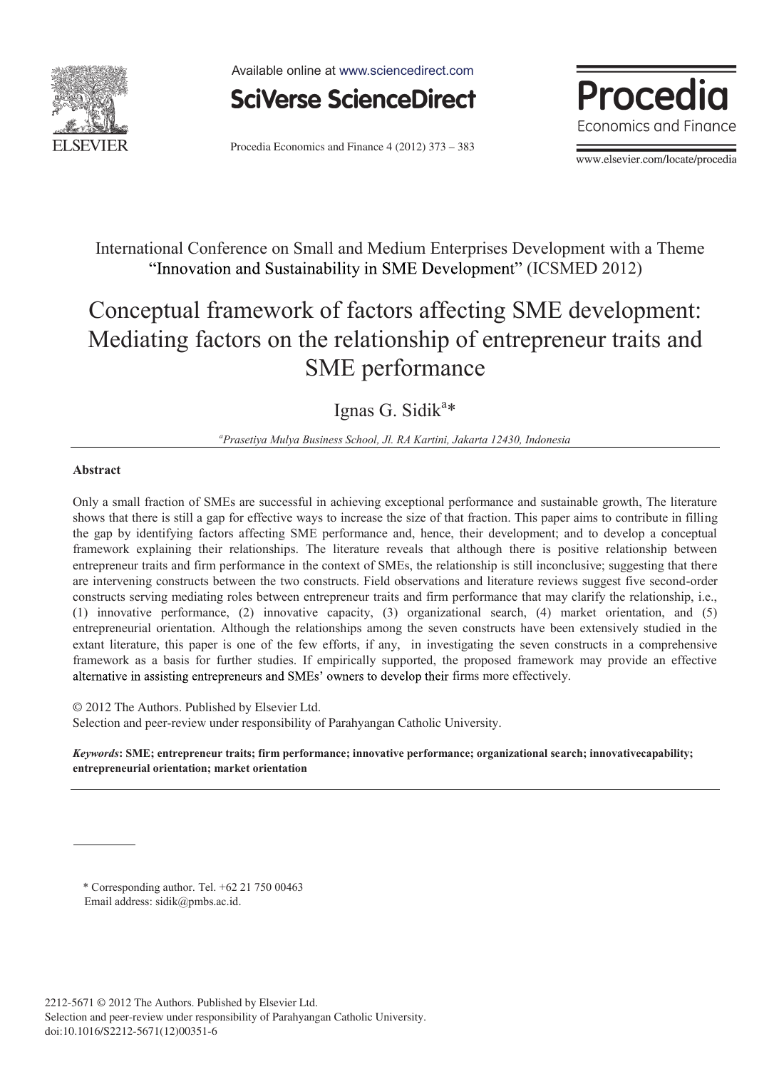International Conference on Small and Medium Enterprises Development with a Theme "Innovation and Sustainability in SME Development" (ICSMED 2012)

# Conceptual framework of factors affecting SME development: Mediating factors on the relationship of entrepreneur traits and SME performance

Ignas G. Sidik[a]*

[a]*Prasetiya Mulya Business School, Jl. RA Kartini, Jakarta 12430, Indonesia*

## Abstract

Only a small fraction of SMEs are successful in achieving exceptional performance and sustainable growth, The literature shows that there is still a gap for effective ways to increase the size of that fraction. This paper aims to contribute in filling the gap by identifying factors affecting SME performance and, hence, their development; and to develop a conceptual framework explaining their relationships. The literature reveals that although there is positive relationship between entrepreneur traits and firm performance in the context of SMEs, the relationship is still inconclusive; suggesting that there are intervening constructs between the two constructs. Field observations and literature reviews suggest five second-order constructs serving mediating roles between entrepreneur traits and firm performance that may clarify the relationship, i.e., (1) innovative performance, (2) innovative capacity, (3) organizational search, (4) market orientation, and (5) entrepreneurial orientation. Although the relationships among the seven constructs have been extensively studied in the extant literature, this paper is one of the few efforts, if any, in investigating the seven constructs in a comprehensive framework as a basis for further studies. If empirically supported, the proposed framework may provide an effective alternative in assisting entrepreneurs and SMEs' owners to develop their firms more effectively.

© 2012 The Authors. Published by Elsevier Ltd.
Selection and peer-review under responsibility of Parahyangan Catholic University.

***Keywords*: SME; entrepreneur traits; firm performance; innovative performance; organizational search; innovativecapability; entrepreneurial orientation; market orientation**

---

\* Corresponding author. Tel. +62 21 750 00463
Email address: sidik@pmbs.ac.id.

2212-5671 © 2012 The Authors. Published by Elsevier Ltd.
Selection and peer-review under responsibility of Parahyangan Catholic University.
doi:10.1016/S2212-5671(12)00351-6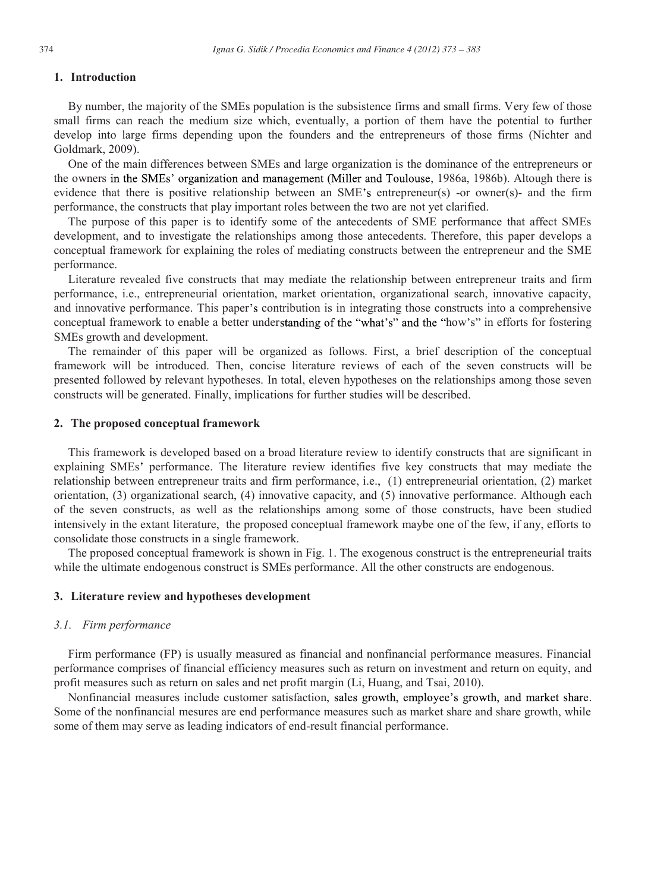## 1. Introduction

By number, the majority of the SMEs population is the subsistence firms and small firms. Very few of those small firms can reach the medium size which, eventually, a portion of them have the potential to further develop into large firms depending upon the founders and the entrepreneurs of those firms (Nichter and Goldmark, 2009).

One of the main differences between SMEs and large organization is the dominance of the entrepreneurs or the owners in the SMEs' organization and management (Miller and Toulouse, 1986a, 1986b). Altough there is evidence that there is positive relationship between an SME's entrepreneur(s) -or owner(s)- and the firm performance, the constructs that play important roles between the two are not yet clarified.

The purpose of this paper is to identify some of the antecedents of SME performance that affect SMEs development, and to investigate the relationships among those antecedents. Therefore, this paper develops a conceptual framework for explaining the roles of mediating constructs between the entrepreneur and the SME performance.

Literature revealed five constructs that may mediate the relationship between entrepreneur traits and firm performance, i.e., entrepreneurial orientation, market orientation, organizational search, innovative capacity, and innovative performance. This paper's contribution is in integrating those constructs into a comprehensive conceptual framework to enable a better understanding of the "what's" and the "how's" in efforts for fostering SMEs growth and development.

The remainder of this paper will be organized as follows. First, a brief description of the conceptual framework will be introduced. Then, concise literature reviews of each of the seven constructs will be presented followed by relevant hypotheses. In total, eleven hypotheses on the relationships among those seven constructs will be generated. Finally, implications for further studies will be described.

## 2. The proposed conceptual framework

This framework is developed based on a broad literature review to identify constructs that are significant in explaining SMEs' performance. The literature review identifies five key constructs that may mediate the relationship between entrepreneur traits and firm performance, i.e., (1) entrepreneurial orientation, (2) market orientation, (3) organizational search, (4) innovative capacity, and (5) innovative performance. Although each of the seven constructs, as well as the relationships among some of those constructs, have been studied intensively in the extant literature, the proposed conceptual framework maybe one of the few, if any, efforts to consolidate those constructs in a single framework.

The proposed conceptual framework is shown in Fig. 1. The exogenous construct is the entrepreneurial traits while the ultimate endogenous construct is SMEs performance. All the other constructs are endogenous.

## 3. Literature review and hypotheses development

### *3.1. Firm performance*

Firm performance (FP) is usually measured as financial and nonfinancial performance measures. Financial performance comprises of financial efficiency measures such as return on investment and return on equity, and profit measures such as return on sales and net profit margin (Li, Huang, and Tsai, 2010).

Nonfinancial measures include customer satisfaction, sales growth, employee's growth, and market share. Some of the nonfinancial mesures are end performance measures such as market share and share growth, while some of them may serve as leading indicators of end-result financial performance.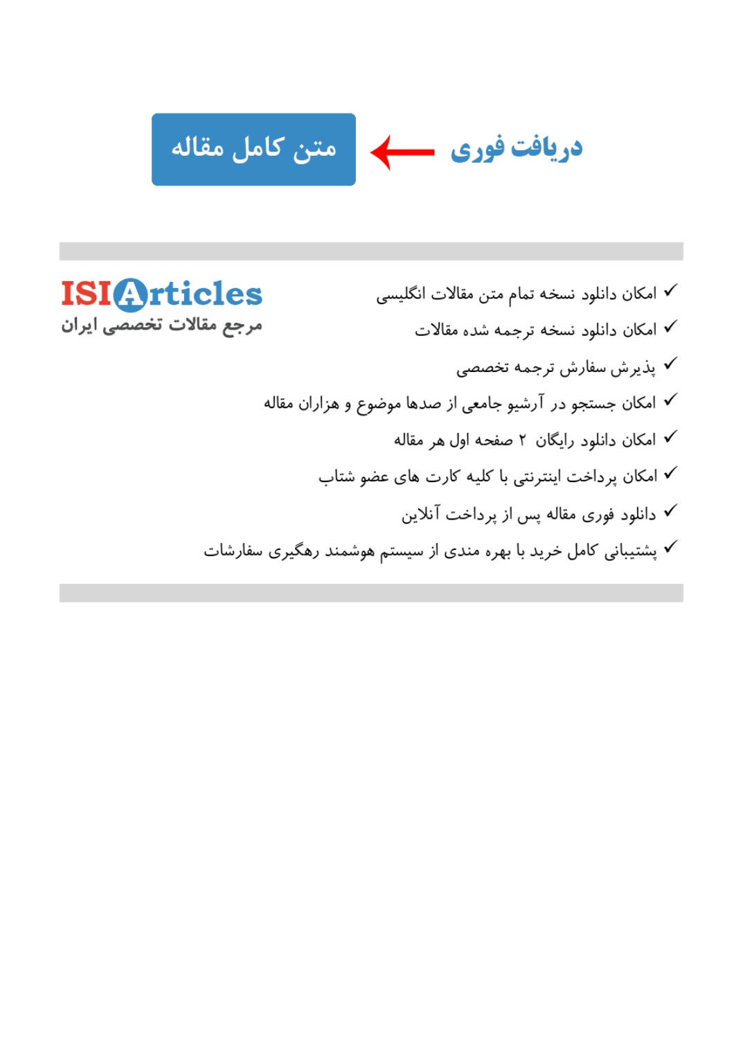دریافت فوری ← متن کامل مقاله

**ISIArticles**
مرجع مقالات تخصصی ایران

- ✓ امکان دانلود نسخه تمام متن مقالات انگلیسی
- ✓ امکان دانلود نسخه ترجمه شده مقالات
- ✓ پذیرش سفارش ترجمه تخصصی
- ✓ امکان جستجو در آرشیو جامعی از صدها موضوع و هزاران مقاله
- ✓ امکان دانلود رایگان ۲ صفحه اول هر مقاله
- ✓ امکان پرداخت اینترنتی با کلیه کارت های عضو شتاب
- ✓ دانلود فوری مقاله پس از پرداخت آنلاین
- ✓ پشتیبانی کامل خرید با بهره مندی از سیستم هوشمند رهگیری سفارشات